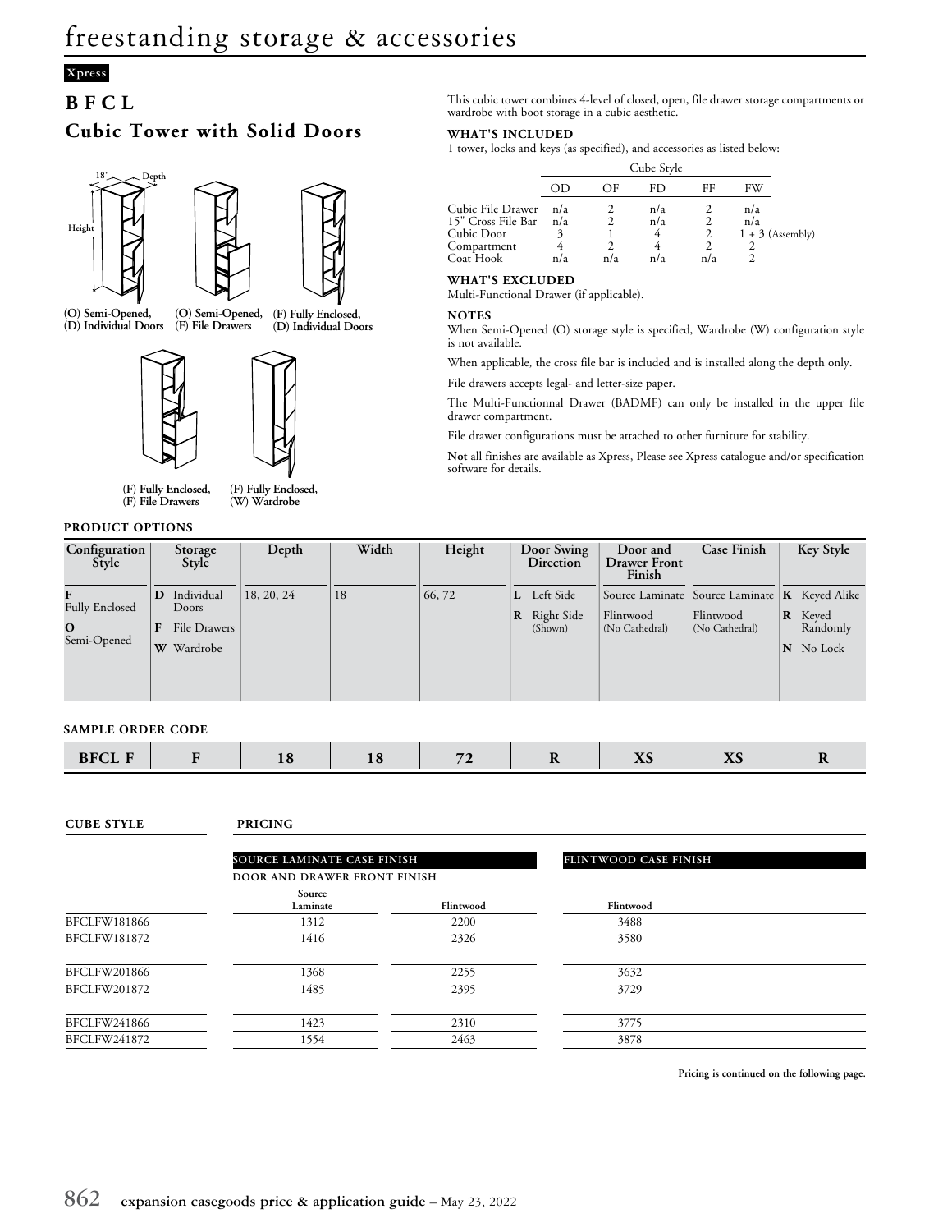# freestanding storage & accessories

Xpress

## BFCL

## Cubic Tower with Solid Doors

18" Depth Height

(O) Semi-Opened, (D) Individual Doors

(O) Semi-Opened, (F) File Drawers

(F) Fully Enclosed, (D) Individual Doors

(F) Fully Enclosed, (F) File Drawers

(F) Fully Enclosed, (W) Wardrobe

This cubic tower combines 4-level of closed, open, file drawer storage compartments or wardrobe with boot storage in a cubic aesthetic.

### WHAT'S INCLUDED

1 tower, locks and keys (as specified), and accessories as listed below:

| | Cube Style | | | | |
|---|---|---|---|---|---|
| | OD | OF | FD | FF | FW |
| Cubic File Drawer | n/a | 2 | n/a | 2 | n/a |
| 15" Cross File Bar | n/a | 2 | n/a | 2 | n/a |
| Cubic Door | 3 | 1 | 4 | 2 | 1 + 3 (Assembly) |
| Compartment | 4 | 2 | 4 | 2 | 2 |
| Coat Hook | n/a | n/a | n/a | n/a | 2 |

### WHAT'S EXCLUDED

Multi-Functional Drawer (if applicable).

### NOTES

When Semi-Opened (O) storage style is specified, Wardrobe (W) configuration style is not available.

When applicable, the cross file bar is included and is installed along the depth only.

File drawers accepts legal- and letter-size paper.

The Multi-Functionnal Drawer (BADMF) can only be installed in the upper file drawer compartment.

File drawer configurations must be attached to other furniture for stability.

**Not** all finishes are available as Xpress, Please see Xpress catalogue and/or specification software for details.

### PRODUCT OPTIONS

| Configuration Style | Storage Style | Depth | Width | Height | Door Swing Direction | Door and Drawer Front Finish | Case Finish | Key Style |
|---|---|---|---|---|---|---|---|---|
| **F** Fully Enclosed | **D** Individual Doors | 18, 20, 24 | 18 | 66, 72 | **L** Left Side | Source Laminate | Source Laminate | **K** Keyed Alike |
| **O** Semi-Opened | **F** File Drawers | | | | **R** Right Side (Shown) | Flintwood (No Cathedral) | Flintwood (No Cathedral) | **R** Keyed Randomly |
| | **W** Wardrobe | | | | | | | **N** No Lock |

### SAMPLE ORDER CODE

| BFCL F | F | 18 | 18 | 72 | R | XS | XS | R |
|---|---|---|---|---|---|---|---|---|

### CUBE STYLE / PRICING

| Cube Style | Source Laminate Case Finish – Door and Drawer Front Finish: Source Laminate | Source Laminate Case Finish – Door and Drawer Front Finish: Flintwood | Flintwood Case Finish: Flintwood |
|---|---|---|---|
| BFCLFW181866 | 1312 | 2200 | 3488 |
| BFCLFW181872 | 1416 | 2326 | 3580 |
| BFCLFW201866 | 1368 | 2255 | 3632 |
| BFCLFW201872 | 1485 | 2395 | 3729 |
| BFCLFW241866 | 1423 | 2310 | 3775 |
| BFCLFW241872 | 1554 | 2463 | 3878 |

**Pricing is continued on the following page.**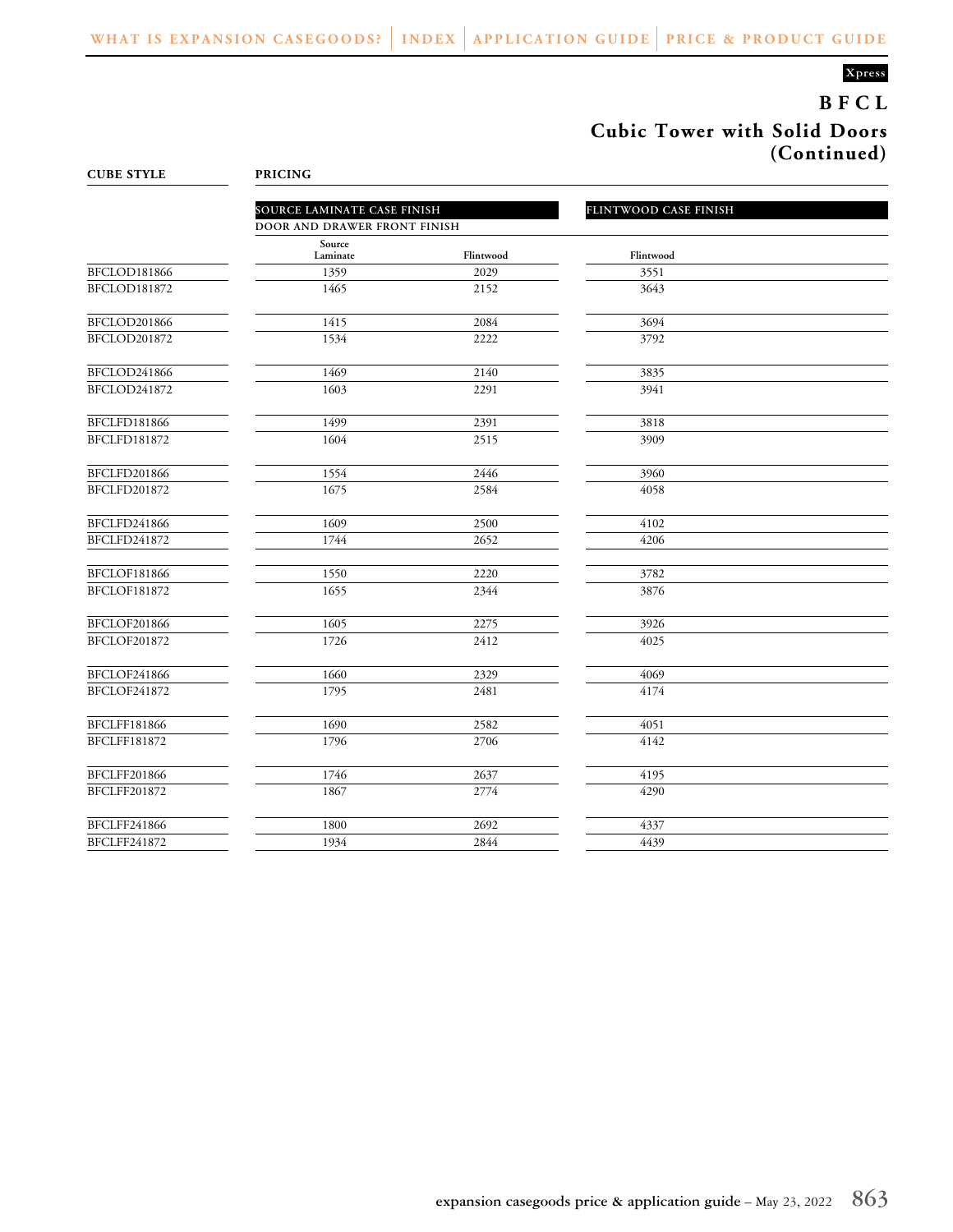Xpress

# B F C L

## Cubic Tower with Solid Doors (Continued)

| CUBE STYLE | PRICING | | |
|---|---|---|---|
| | SOURCE LAMINATE CASE FINISH | | FLINTWOOD CASE FINISH |
| | DOOR AND DRAWER FRONT FINISH | | |
| | Source Laminate | Flintwood | Flintwood |
| BFCLOD181866 | 1359 | 2029 | 3551 |
| BFCLOD181872 | 1465 | 2152 | 3643 |
| BFCLOD201866 | 1415 | 2084 | 3694 |
| BFCLOD201872 | 1534 | 2222 | 3792 |
| BFCLOD241866 | 1469 | 2140 | 3835 |
| BFCLOD241872 | 1603 | 2291 | 3941 |
| BFCLFD181866 | 1499 | 2391 | 3818 |
| BFCLFD181872 | 1604 | 2515 | 3909 |
| BFCLFD201866 | 1554 | 2446 | 3960 |
| BFCLFD201872 | 1675 | 2584 | 4058 |
| BFCLFD241866 | 1609 | 2500 | 4102 |
| BFCLFD241872 | 1744 | 2652 | 4206 |
| BFCLOF181866 | 1550 | 2220 | 3782 |
| BFCLOF181872 | 1655 | 2344 | 3876 |
| BFCLOF201866 | 1605 | 2275 | 3926 |
| BFCLOF201872 | 1726 | 2412 | 4025 |
| BFCLOF241866 | 1660 | 2329 | 4069 |
| BFCLOF241872 | 1795 | 2481 | 4174 |
| BFCLFF181866 | 1690 | 2582 | 4051 |
| BFCLFF181872 | 1796 | 2706 | 4142 |
| BFCLFF201866 | 1746 | 2637 | 4195 |
| BFCLFF201872 | 1867 | 2774 | 4290 |
| BFCLFF241866 | 1800 | 2692 | 4337 |
| BFCLFF241872 | 1934 | 2844 | 4439 |